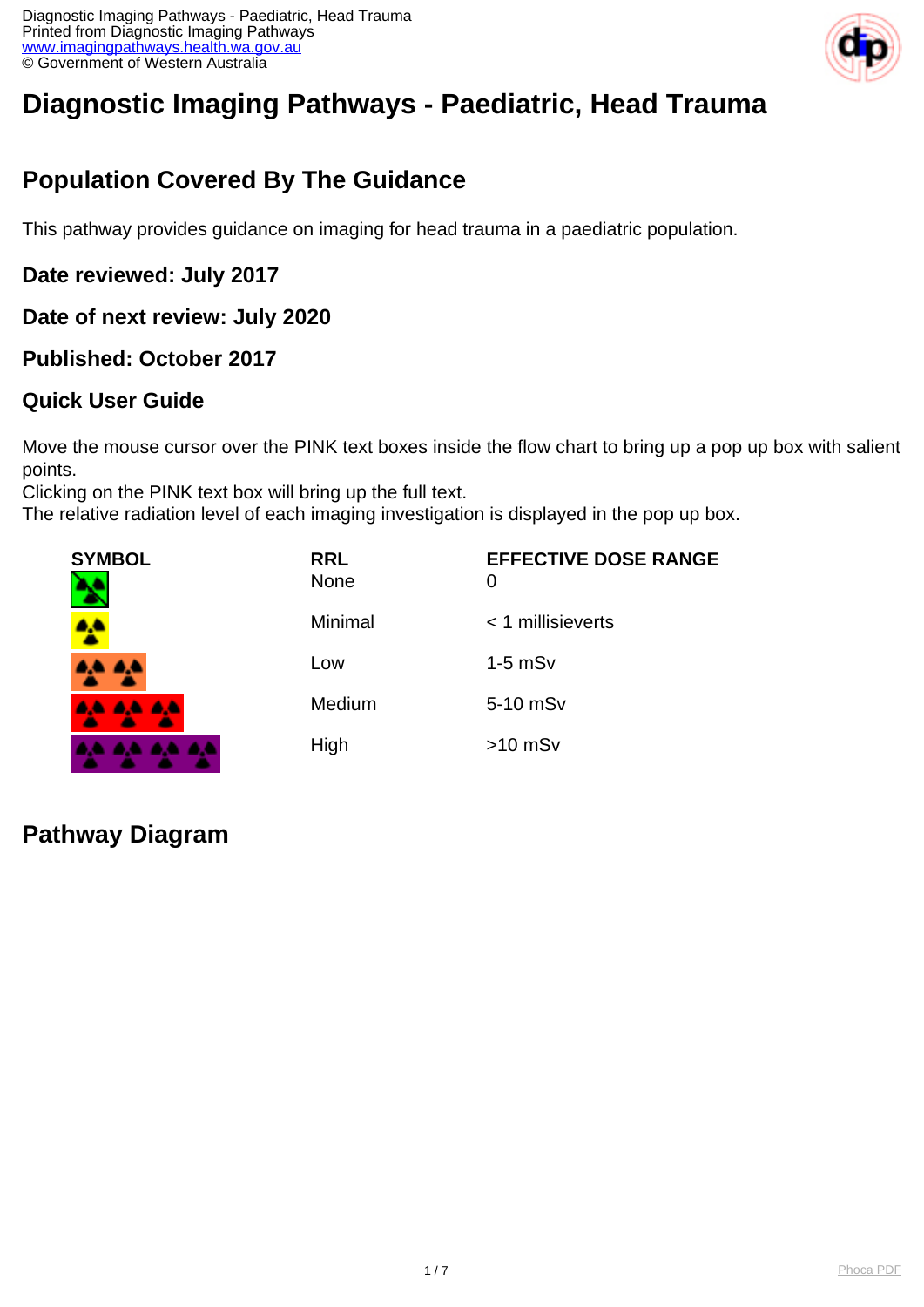# Diagnostic Imaging Pathways - Paediatric, Head Trauma

## Population Covered By The Guidance

This pathway provides guidance on imaging for head trauma in a paediatric population.

### Date reviewed: July 2017

### Date of next review: July 2020

### Published: October 2017

### Quick User Guide

Move the mouse cursor over the PINK text boxes inside the flow chart to bring up a pop up box with salient points.
Clicking on the PINK text box will bring up the full text.
The relative radiation level of each imaging investigation is displayed in the pop up box.

| SYMBOL | RRL | EFFECTIVE DOSE RANGE |
|---|---|---|
| | None | 0 |
| | Minimal | < 1 millisieverts |
| | Low | 1-5 mSv |
| | Medium | 5-10 mSv |
| | High | >10 mSv |

## Pathway Diagram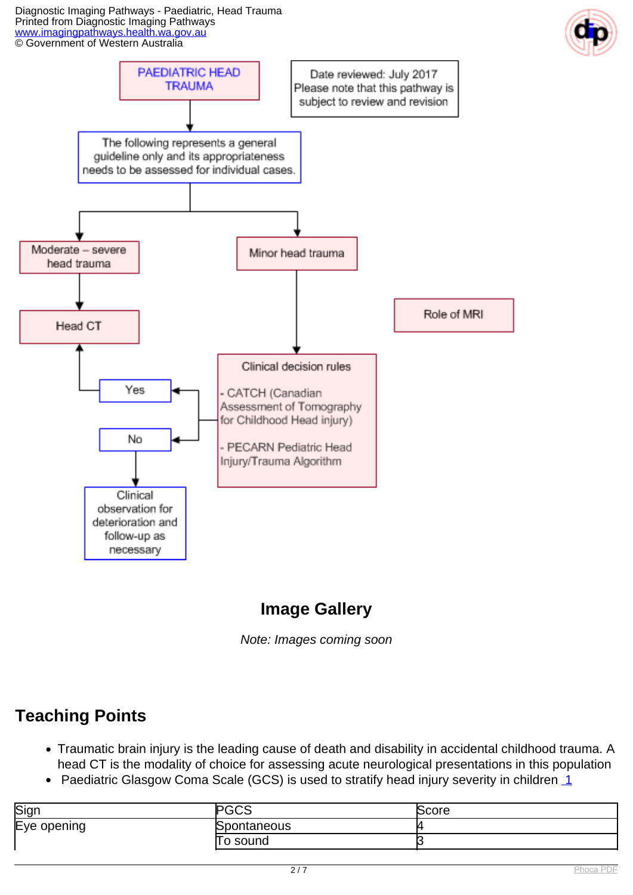PAEDIATRIC HEAD TRAUMA

Date reviewed: July 2017
Please note that this pathway is subject to review and revision

The following represents a general guideline only and its appropriateness needs to be assessed for individual cases.

Moderate – severe head trauma

Head CT

Minor head trauma

Clinical decision rules

- CATCH (Canadian Assessment of Tomography for Childhood Head injury)

- PECARN Pediatric Head Injury/Trauma Algorithm

Yes

No

Clinical observation for deterioration and follow-up as necessary

Role of MRI

## Image Gallery

*Note: Images coming soon*

## Teaching Points

- Traumatic brain injury is the leading cause of death and disability in accidental childhood trauma. A head CT is the modality of choice for assessing acute neurological presentations in this population
- Paediatric Glasgow Coma Scale (GCS) is used to stratify head injury severity in children [1]

| Sign | PGCS | Score |
| --- | --- | --- |
| Eye opening | Spontaneous | 4 |
| | To sound | 3 |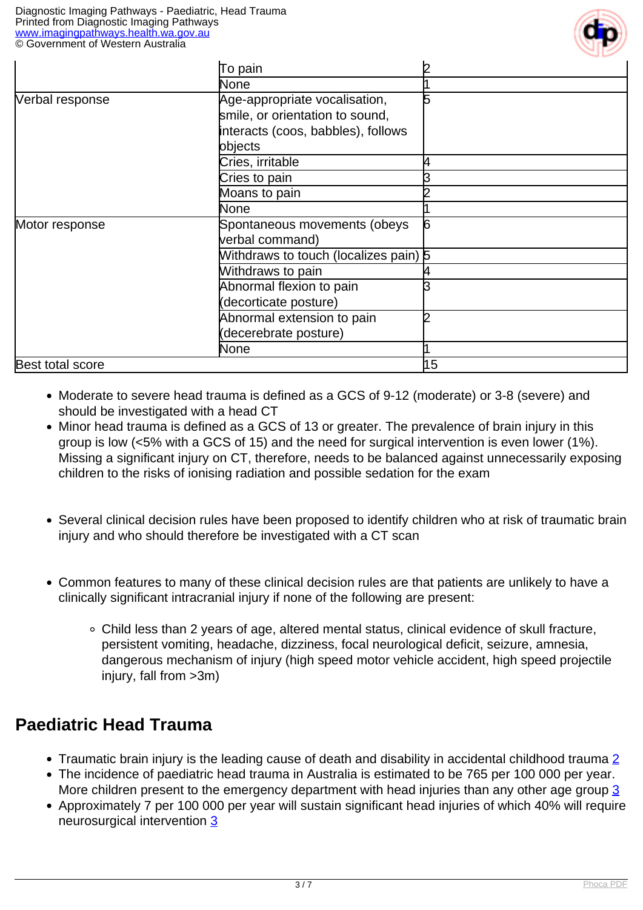|  |  |  |
|---|---|---|
|  | To pain | 2 |
|  | None | 1 |
| Verbal response | Age-appropriate vocalisation, smile, or orientation to sound, interacts (coos, babbles), follows objects | 5 |
|  | Cries, irritable | 4 |
|  | Cries to pain | 3 |
|  | Moans to pain | 2 |
|  | None | 1 |
| Motor response | Spontaneous movements (obeys verbal command) | 6 |
|  | Withdraws to touch (localizes pain) | 5 |
|  | Withdraws to pain | 4 |
|  | Abnormal flexion to pain (decorticate posture) | 3 |
|  | Abnormal extension to pain (decerebrate posture) | 2 |
|  | None | 1 |
| Best total score |  | 15 |

- Moderate to severe head trauma is defined as a GCS of 9-12 (moderate) or 3-8 (severe) and should be investigated with a head CT
- Minor head trauma is defined as a GCS of 13 or greater. The prevalence of brain injury in this group is low (<5% with a GCS of 15) and the need for surgical intervention is even lower (1%). Missing a significant injury on CT, therefore, needs to be balanced against unnecessarily exposing children to the risks of ionising radiation and possible sedation for the exam

- Several clinical decision rules have been proposed to identify children who at risk of traumatic brain injury and who should therefore be investigated with a CT scan

- Common features to many of these clinical decision rules are that patients are unlikely to have a clinically significant intracranial injury if none of the following are present:
  - Child less than 2 years of age, altered mental status, clinical evidence of skull fracture, persistent vomiting, headache, dizziness, focal neurological deficit, seizure, amnesia, dangerous mechanism of injury (high speed motor vehicle accident, high speed projectile injury, fall from >3m)

## Paediatric Head Trauma

- Traumatic brain injury is the leading cause of death and disability in accidental childhood trauma 2
- The incidence of paediatric head trauma in Australia is estimated to be 765 per 100 000 per year. More children present to the emergency department with head injuries than any other age group 3
- Approximately 7 per 100 000 per year will sustain significant head injuries of which 40% will require neurosurgical intervention 3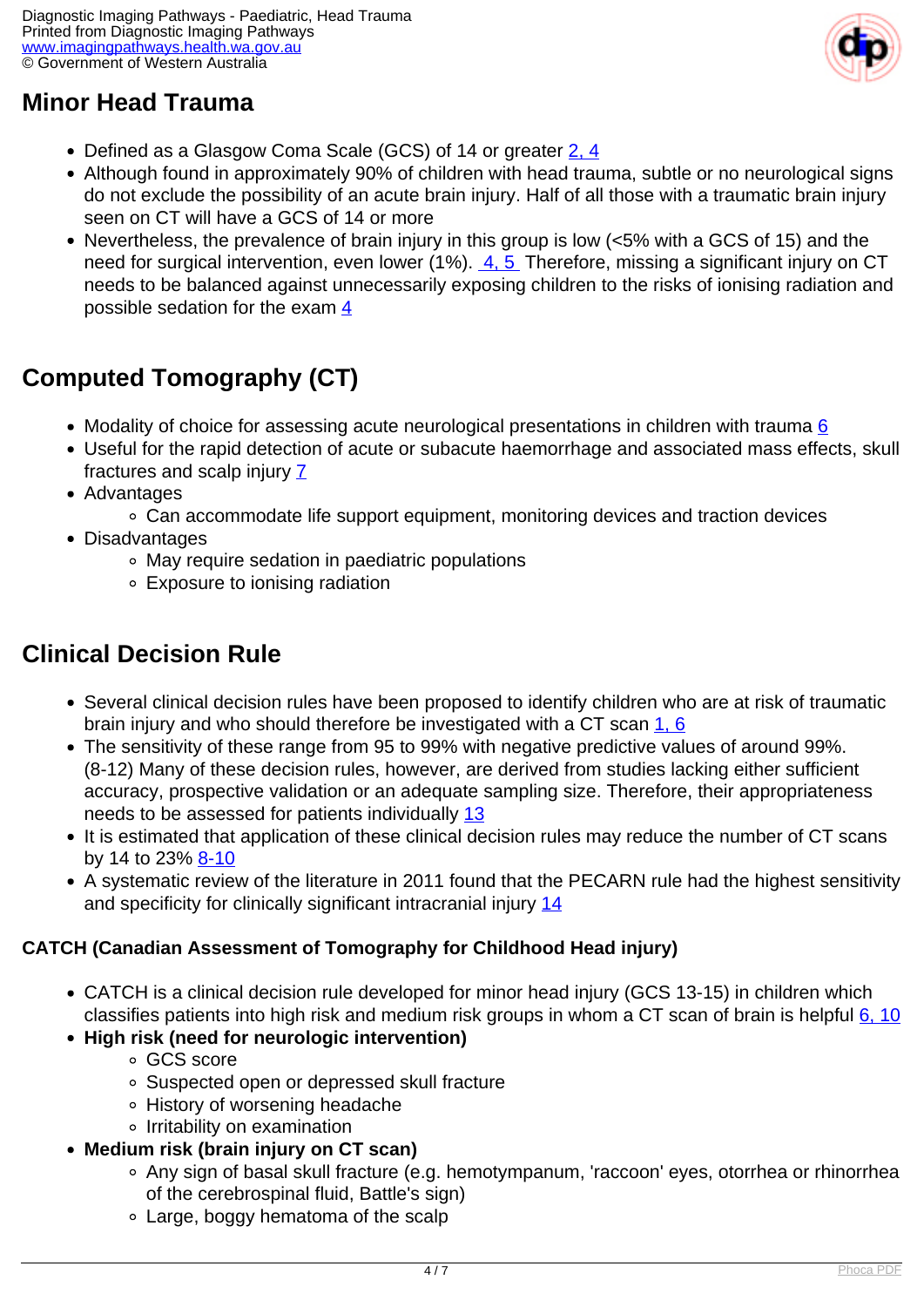## Minor Head Trauma

- Defined as a Glasgow Coma Scale (GCS) of 14 or greater 2, 4
- Although found in approximately 90% of children with head trauma, subtle or no neurological signs do not exclude the possibility of an acute brain injury. Half of all those with a traumatic brain injury seen on CT will have a GCS of 14 or more
- Nevertheless, the prevalence of brain injury in this group is low (<5% with a GCS of 15) and the need for surgical intervention, even lower (1%). 4, 5 Therefore, missing a significant injury on CT needs to be balanced against unnecessarily exposing children to the risks of ionising radiation and possible sedation for the exam 4

## Computed Tomography (CT)

- Modality of choice for assessing acute neurological presentations in children with trauma 6
- Useful for the rapid detection of acute or subacute haemorrhage and associated mass effects, skull fractures and scalp injury 7
- Advantages
  - Can accommodate life support equipment, monitoring devices and traction devices
- Disadvantages
  - May require sedation in paediatric populations
  - Exposure to ionising radiation

## Clinical Decision Rule

- Several clinical decision rules have been proposed to identify children who are at risk of traumatic brain injury and who should therefore be investigated with a CT scan 1, 6
- The sensitivity of these range from 95 to 99% with negative predictive values of around 99%. (8-12) Many of these decision rules, however, are derived from studies lacking either sufficient accuracy, prospective validation or an adequate sampling size. Therefore, their appropriateness needs to be assessed for patients individually 13
- It is estimated that application of these clinical decision rules may reduce the number of CT scans by 14 to 23% 8-10
- A systematic review of the literature in 2011 found that the PECARN rule had the highest sensitivity and specificity for clinically significant intracranial injury 14

### CATCH (Canadian Assessment of Tomography for Childhood Head injury)

- CATCH is a clinical decision rule developed for minor head injury (GCS 13-15) in children which classifies patients into high risk and medium risk groups in whom a CT scan of brain is helpful 6, 10
- **High risk (need for neurologic intervention)**
  - GCS score
  - Suspected open or depressed skull fracture
  - History of worsening headache
  - Irritability on examination
- **Medium risk (brain injury on CT scan)**
  - Any sign of basal skull fracture (e.g. hemotympanum, 'raccoon' eyes, otorrhea or rhinorrhea of the cerebrospinal fluid, Battle's sign)
  - Large, boggy hematoma of the scalp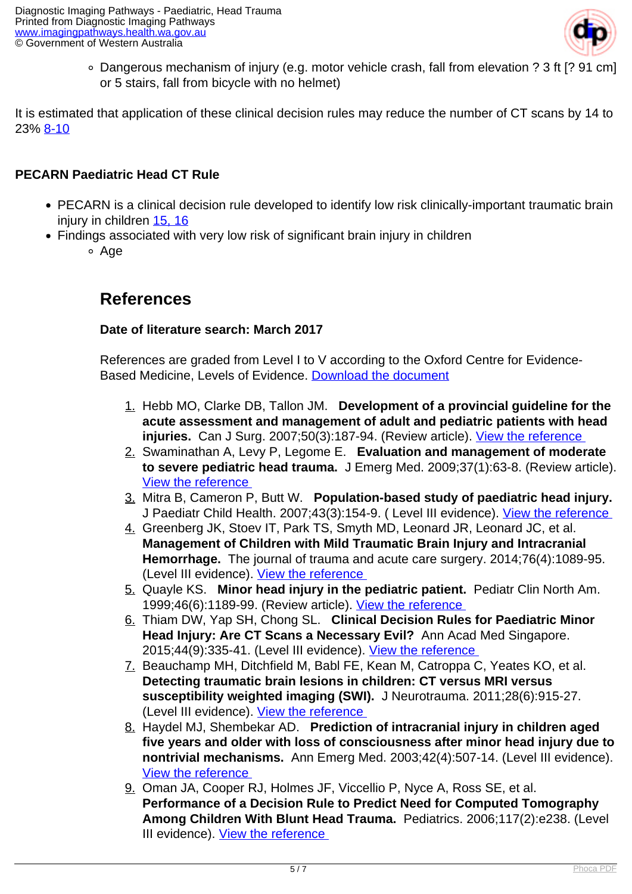- Dangerous mechanism of injury (e.g. motor vehicle crash, fall from elevation ? 3 ft [? 91 cm] or 5 stairs, fall from bicycle with no helmet)

It is estimated that application of these clinical decision rules may reduce the number of CT scans by 14 to 23% [8-10](#)

**PECARN Paediatric Head CT Rule**

- PECARN is a clinical decision rule developed to identify low risk clinically-important traumatic brain injury in children [15, 16](#)
- Findings associated with very low risk of significant brain injury in children
  - Age

## References

**Date of literature search: March 2017**

References are graded from Level I to V according to the Oxford Centre for Evidence-Based Medicine, Levels of Evidence. [Download the document](#)

1. Hebb MO, Clarke DB, Tallon JM. **Development of a provincial guideline for the acute assessment and management of adult and pediatric patients with head injuries.** Can J Surg. 2007;50(3):187-94. (Review article). [View the reference](#)
2. Swaminathan A, Levy P, Legome E. **Evaluation and management of moderate to severe pediatric head trauma.** J Emerg Med. 2009;37(1):63-8. (Review article). [View the reference](#)
3. Mitra B, Cameron P, Butt W. **Population-based study of paediatric head injury.** J Paediatr Child Health. 2007;43(3):154-9. ( Level III evidence). [View the reference](#)
4. Greenberg JK, Stoev IT, Park TS, Smyth MD, Leonard JR, Leonard JC, et al. **Management of Children with Mild Traumatic Brain Injury and Intracranial Hemorrhage.** The journal of trauma and acute care surgery. 2014;76(4):1089-95. (Level III evidence). [View the reference](#)
5. Quayle KS. **Minor head injury in the pediatric patient.** Pediatr Clin North Am. 1999;46(6):1189-99. (Review article). [View the reference](#)
6. Thiam DW, Yap SH, Chong SL. **Clinical Decision Rules for Paediatric Minor Head Injury: Are CT Scans a Necessary Evil?** Ann Acad Med Singapore. 2015;44(9):335-41. (Level III evidence). [View the reference](#)
7. Beauchamp MH, Ditchfield M, Babl FE, Kean M, Catroppa C, Yeates KO, et al. **Detecting traumatic brain lesions in children: CT versus MRI versus susceptibility weighted imaging (SWI).** J Neurotrauma. 2011;28(6):915-27. (Level III evidence). [View the reference](#)
8. Haydel MJ, Shembekar AD. **Prediction of intracranial injury in children aged five years and older with loss of consciousness after minor head injury due to nontrivial mechanisms.** Ann Emerg Med. 2003;42(4):507-14. (Level III evidence). [View the reference](#)
9. Oman JA, Cooper RJ, Holmes JF, Viccellio P, Nyce A, Ross SE, et al. **Performance of a Decision Rule to Predict Need for Computed Tomography Among Children With Blunt Head Trauma.** Pediatrics. 2006;117(2):e238. (Level III evidence). [View the reference](#)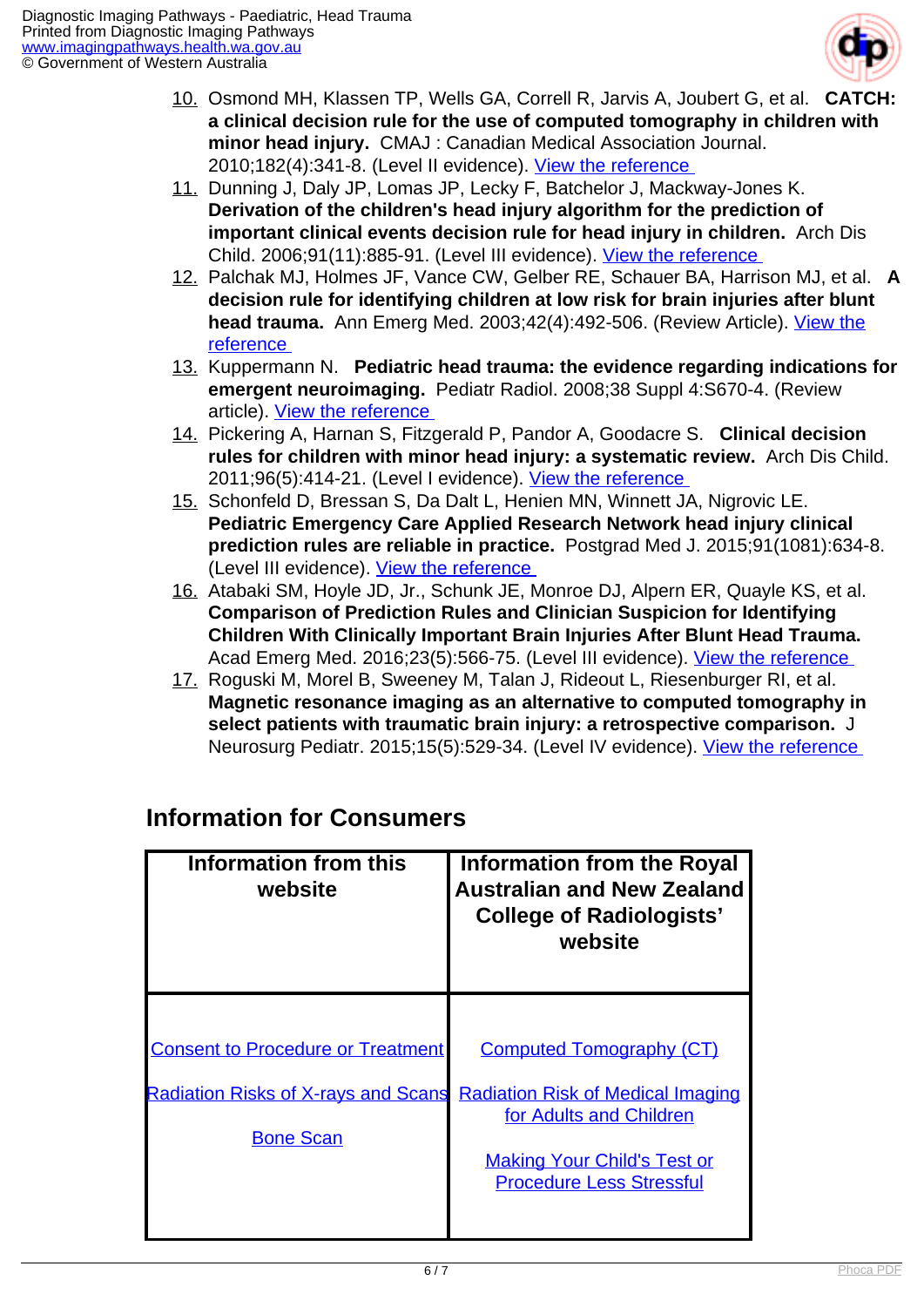10. Osmond MH, Klassen TP, Wells GA, Correll R, Jarvis A, Joubert G, et al. **CATCH: a clinical decision rule for the use of computed tomography in children with minor head injury.** CMAJ : Canadian Medical Association Journal. 2010;182(4):341-8. (Level II evidence). View the reference
11. Dunning J, Daly JP, Lomas JP, Lecky F, Batchelor J, Mackway-Jones K. **Derivation of the children's head injury algorithm for the prediction of important clinical events decision rule for head injury in children.** Arch Dis Child. 2006;91(11):885-91. (Level III evidence). View the reference
12. Palchak MJ, Holmes JF, Vance CW, Gelber RE, Schauer BA, Harrison MJ, et al. **A decision rule for identifying children at low risk for brain injuries after blunt head trauma.** Ann Emerg Med. 2003;42(4):492-506. (Review Article). View the reference
13. Kuppermann N. **Pediatric head trauma: the evidence regarding indications for emergent neuroimaging.** Pediatr Radiol. 2008;38 Suppl 4:S670-4. (Review article). View the reference
14. Pickering A, Harnan S, Fitzgerald P, Pandor A, Goodacre S. **Clinical decision rules for children with minor head injury: a systematic review.** Arch Dis Child. 2011;96(5):414-21. (Level I evidence). View the reference
15. Schonfeld D, Bressan S, Da Dalt L, Henien MN, Winnett JA, Nigrovic LE. **Pediatric Emergency Care Applied Research Network head injury clinical prediction rules are reliable in practice.** Postgrad Med J. 2015;91(1081):634-8. (Level III evidence). View the reference
16. Atabaki SM, Hoyle JD, Jr., Schunk JE, Monroe DJ, Alpern ER, Quayle KS, et al. **Comparison of Prediction Rules and Clinician Suspicion for Identifying Children With Clinically Important Brain Injuries After Blunt Head Trauma.** Acad Emerg Med. 2016;23(5):566-75. (Level III evidence). View the reference
17. Roguski M, Morel B, Sweeney M, Talan J, Rideout L, Riesenburger RI, et al. **Magnetic resonance imaging as an alternative to computed tomography in select patients with traumatic brain injury: a retrospective comparison.** J Neurosurg Pediatr. 2015;15(5):529-34. (Level IV evidence). View the reference

## Information for Consumers

| Information from this website | Information from the Royal Australian and New Zealand College of Radiologists' website |
|---|---|
| Consent to Procedure or Treatment<br>Radiation Risks of X-rays and Scans<br>Bone Scan | Computed Tomography (CT)<br>Radiation Risk of Medical Imaging for Adults and Children<br>Making Your Child's Test or Procedure Less Stressful |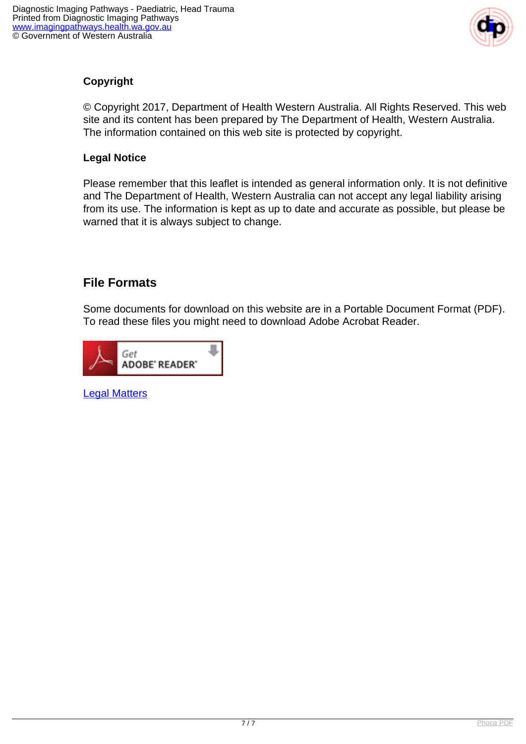**Copyright**

© Copyright 2017, Department of Health Western Australia. All Rights Reserved. This web site and its content has been prepared by The Department of Health, Western Australia. The information contained on this web site is protected by copyright.

**Legal Notice**

Please remember that this leaflet is intended as general information only. It is not definitive and The Department of Health, Western Australia can not accept any legal liability arising from its use. The information is kept as up to date and accurate as possible, but please be warned that it is always subject to change.

## File Formats

Some documents for download on this website are in a Portable Document Format (PDF). To read these files you might need to download Adobe Acrobat Reader.

Get ADOBE® READER®

Legal Matters